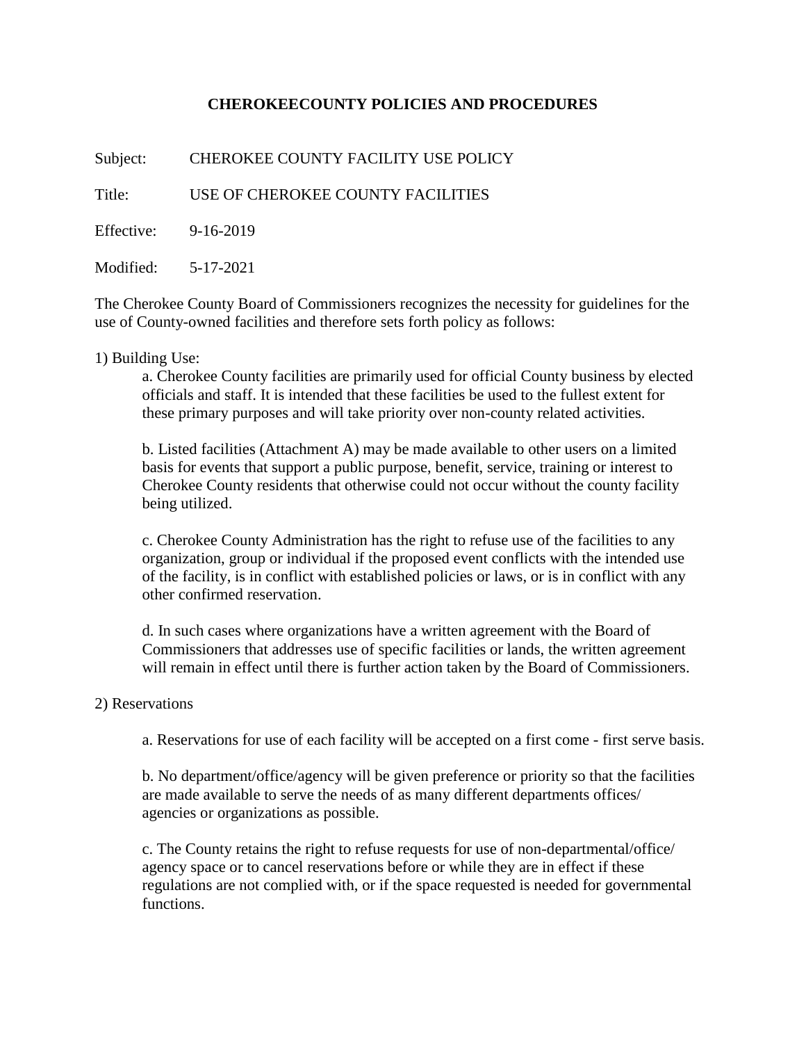# CHEROKEECOUNTY POLICIES AND PROCEDURES

Subject: CHEROKEE COUNTY FACILITY USE POLICY

Title: USE OF CHEROKEE COUNTY FACILITIES

Effective: 9-16-2019

Modified: 5-17-2021

The Cherokee County Board of Commissioners recognizes the necessity for guidelines for the use of County-owned facilities and therefore sets forth policy as follows:

1) Building Use:

a. Cherokee County facilities are primarily used for official County business by elected officials and staff. It is intended that these facilities be used to the fullest extent for these primary purposes and will take priority over non-county related activities.

b. Listed facilities (Attachment A) may be made available to other users on a limited basis for events that support a public purpose, benefit, service, training or interest to Cherokee County residents that otherwise could not occur without the county facility being utilized.

c. Cherokee County Administration has the right to refuse use of the facilities to any organization, group or individual if the proposed event conflicts with the intended use of the facility, is in conflict with established policies or laws, or is in conflict with any other confirmed reservation.

d. In such cases where organizations have a written agreement with the Board of Commissioners that addresses use of specific facilities or lands, the written agreement will remain in effect until there is further action taken by the Board of Commissioners.

2) Reservations

a. Reservations for use of each facility will be accepted on a first come - first serve basis.

b. No department/office/agency will be given preference or priority so that the facilities are made available to serve the needs of as many different departments offices/ agencies or organizations as possible.

c. The County retains the right to refuse requests for use of non-departmental/office/ agency space or to cancel reservations before or while they are in effect if these regulations are not complied with, or if the space requested is needed for governmental functions.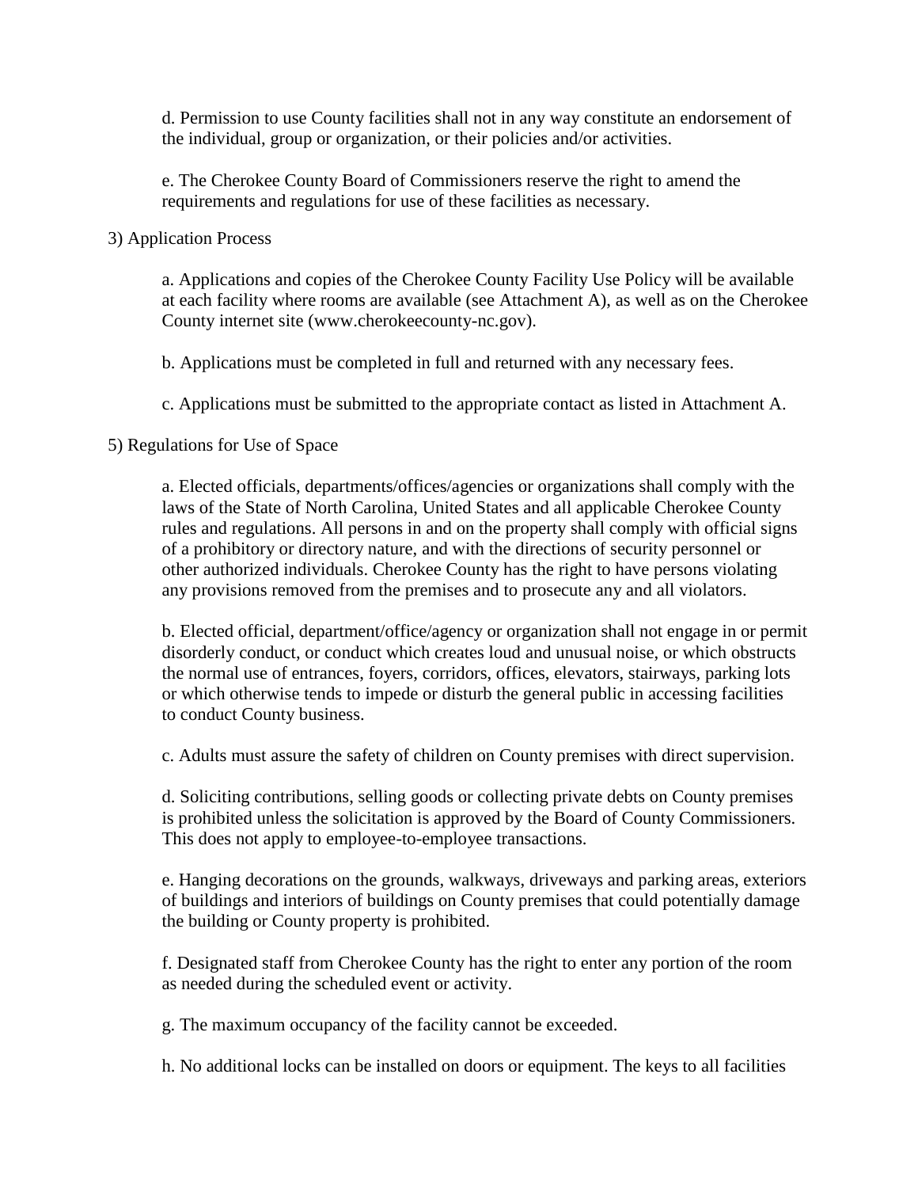d. Permission to use County facilities shall not in any way constitute an endorsement of the individual, group or organization, or their policies and/or activities.

e. The Cherokee County Board of Commissioners reserve the right to amend the requirements and regulations for use of these facilities as necessary.

3) Application Process

a. Applications and copies of the Cherokee County Facility Use Policy will be available at each facility where rooms are available (see Attachment A), as well as on the Cherokee County internet site (www.cherokeecounty-nc.gov).

b. Applications must be completed in full and returned with any necessary fees.

c. Applications must be submitted to the appropriate contact as listed in Attachment A.

5) Regulations for Use of Space

a. Elected officials, departments/offices/agencies or organizations shall comply with the laws of the State of North Carolina, United States and all applicable Cherokee County rules and regulations. All persons in and on the property shall comply with official signs of a prohibitory or directory nature, and with the directions of security personnel or other authorized individuals. Cherokee County has the right to have persons violating any provisions removed from the premises and to prosecute any and all violators.

b. Elected official, department/office/agency or organization shall not engage in or permit disorderly conduct, or conduct which creates loud and unusual noise, or which obstructs the normal use of entrances, foyers, corridors, offices, elevators, stairways, parking lots or which otherwise tends to impede or disturb the general public in accessing facilities to conduct County business.

c. Adults must assure the safety of children on County premises with direct supervision.

d. Soliciting contributions, selling goods or collecting private debts on County premises is prohibited unless the solicitation is approved by the Board of County Commissioners. This does not apply to employee-to-employee transactions.

e. Hanging decorations on the grounds, walkways, driveways and parking areas, exteriors of buildings and interiors of buildings on County premises that could potentially damage the building or County property is prohibited.

f. Designated staff from Cherokee County has the right to enter any portion of the room as needed during the scheduled event or activity.

g. The maximum occupancy of the facility cannot be exceeded.

h. No additional locks can be installed on doors or equipment. The keys to all facilities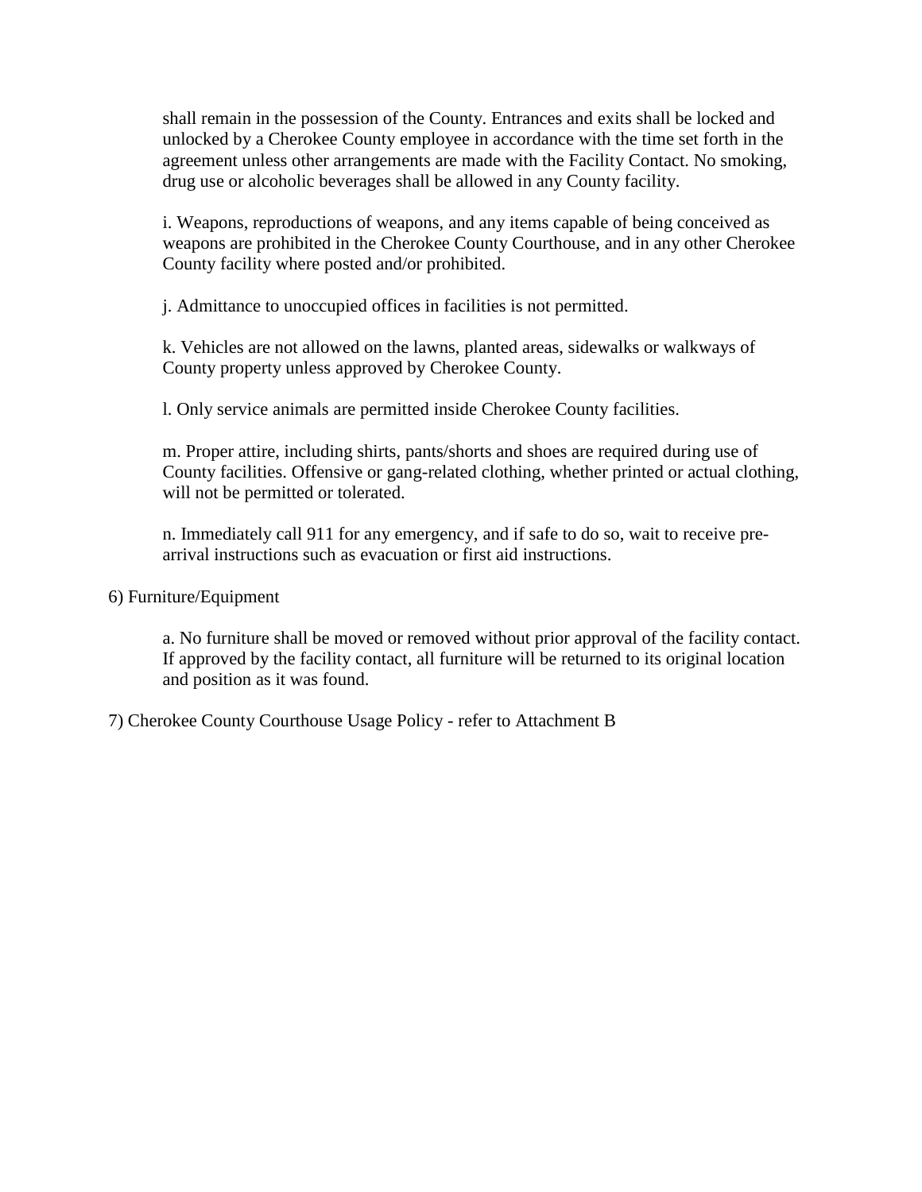shall remain in the possession of the County. Entrances and exits shall be locked and unlocked by a Cherokee County employee in accordance with the time set forth in the agreement unless other arrangements are made with the Facility Contact. No smoking, drug use or alcoholic beverages shall be allowed in any County facility.

i. Weapons, reproductions of weapons, and any items capable of being conceived as weapons are prohibited in the Cherokee County Courthouse, and in any other Cherokee County facility where posted and/or prohibited.

j. Admittance to unoccupied offices in facilities is not permitted.

k. Vehicles are not allowed on the lawns, planted areas, sidewalks or walkways of County property unless approved by Cherokee County.

l. Only service animals are permitted inside Cherokee County facilities.

m. Proper attire, including shirts, pants/shorts and shoes are required during use of County facilities. Offensive or gang-related clothing, whether printed or actual clothing, will not be permitted or tolerated.

n. Immediately call 911 for any emergency, and if safe to do so, wait to receive pre-arrival instructions such as evacuation or first aid instructions.

6) Furniture/Equipment

a. No furniture shall be moved or removed without prior approval of the facility contact. If approved by the facility contact, all furniture will be returned to its original location and position as it was found.

7) Cherokee County Courthouse Usage Policy - refer to Attachment B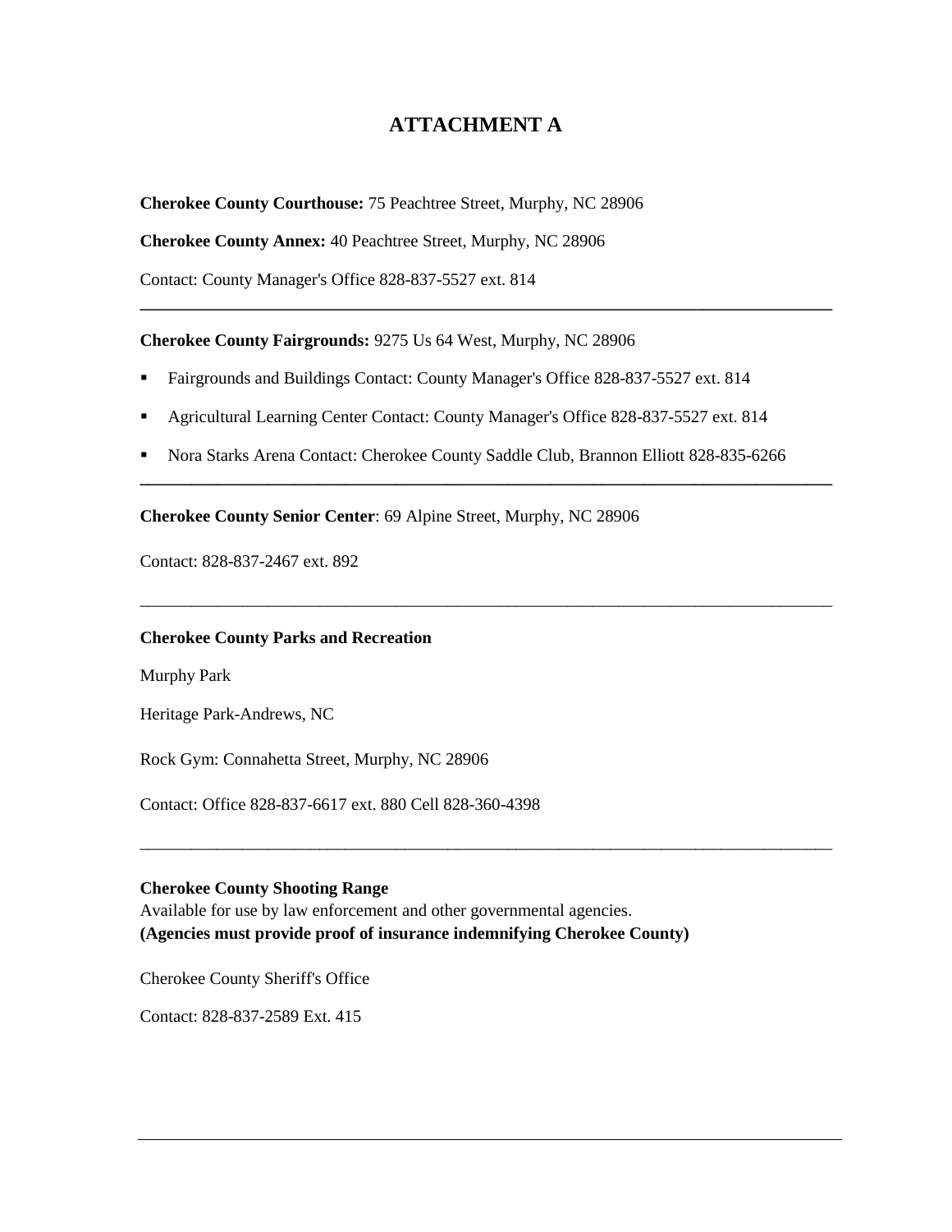# ATTACHMENT A

**Cherokee County Courthouse:** 75 Peachtree Street, Murphy, NC 28906

**Cherokee County Annex:** 40 Peachtree Street, Murphy, NC 28906

Contact: County Manager's Office 828-837-5527 ext. 814

---

**Cherokee County Fairgrounds:** 9275 Us 64 West, Murphy, NC 28906

- Fairgrounds and Buildings Contact: County Manager's Office 828-837-5527 ext. 814
- Agricultural Learning Center Contact: County Manager's Office 828-837-5527 ext. 814
- Nora Starks Arena Contact: Cherokee County Saddle Club, Brannon Elliott 828-835-6266

---

**Cherokee County Senior Center**: 69 Alpine Street, Murphy, NC 28906

Contact: 828-837-2467 ext. 892

---

**Cherokee County Parks and Recreation**

Murphy Park

Heritage Park-Andrews, NC

Rock Gym: Connahetta Street, Murphy, NC 28906

Contact: Office 828-837-6617 ext. 880 Cell 828-360-4398

---

**Cherokee County Shooting Range**
Available for use by law enforcement and other governmental agencies.
**(Agencies must provide proof of insurance indemnifying Cherokee County)**

Cherokee County Sheriff's Office

Contact: 828-837-2589 Ext. 415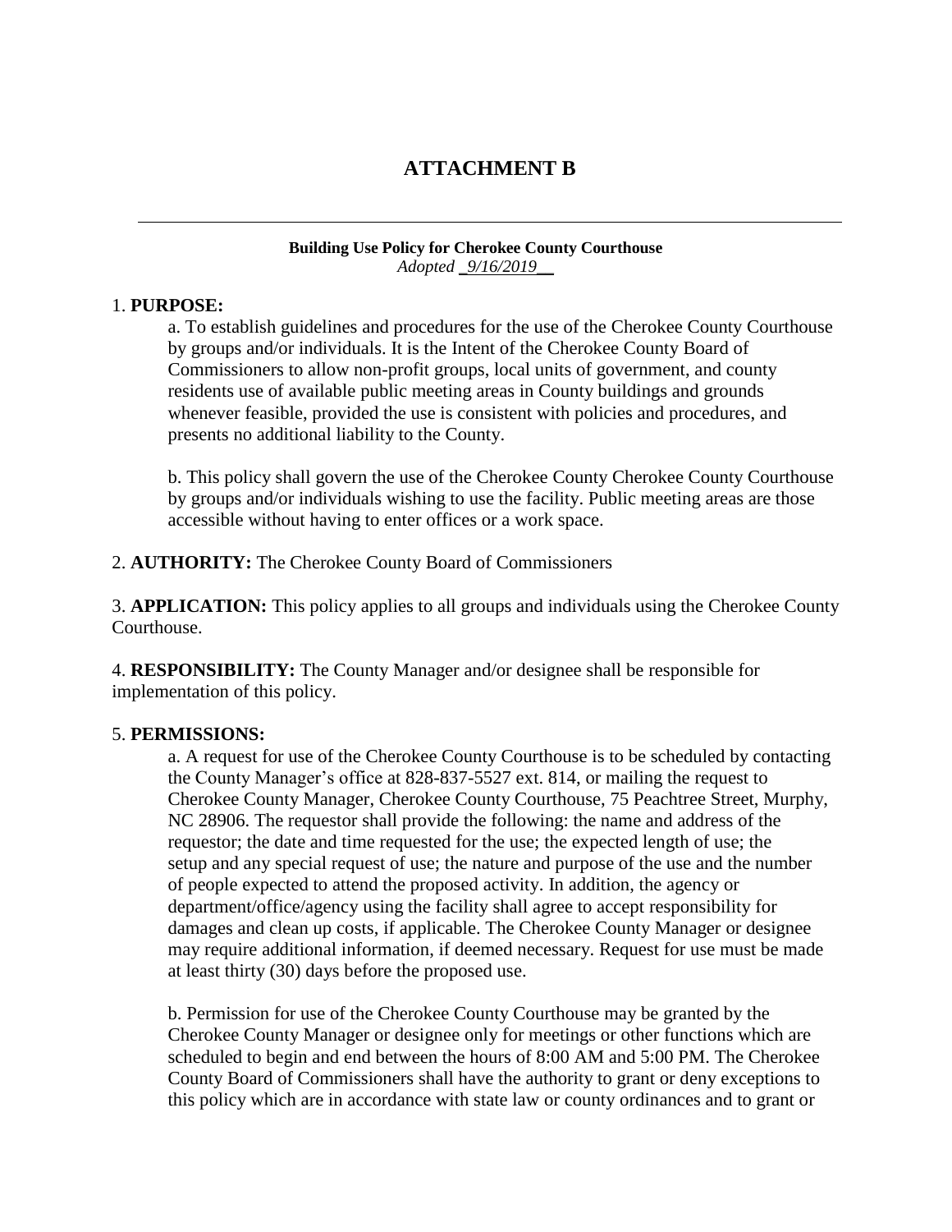# ATTACHMENT B

---

**Building Use Policy for Cherokee County Courthouse**
*Adopted _9/16/2019__*

1. **PURPOSE:**

   a. To establish guidelines and procedures for the use of the Cherokee County Courthouse by groups and/or individuals. It is the Intent of the Cherokee County Board of Commissioners to allow non-profit groups, local units of government, and county residents use of available public meeting areas in County buildings and grounds whenever feasible, provided the use is consistent with policies and procedures, and presents no additional liability to the County.

   b. This policy shall govern the use of the Cherokee County Cherokee County Courthouse by groups and/or individuals wishing to use the facility. Public meeting areas are those accessible without having to enter offices or a work space.

2. **AUTHORITY:** The Cherokee County Board of Commissioners

3. **APPLICATION:** This policy applies to all groups and individuals using the Cherokee County Courthouse.

4. **RESPONSIBILITY:** The County Manager and/or designee shall be responsible for implementation of this policy.

5. **PERMISSIONS:**

   a. A request for use of the Cherokee County Courthouse is to be scheduled by contacting the County Manager's office at 828-837-5527 ext. 814, or mailing the request to Cherokee County Manager, Cherokee County Courthouse, 75 Peachtree Street, Murphy, NC 28906. The requestor shall provide the following: the name and address of the requestor; the date and time requested for the use; the expected length of use; the setup and any special request of use; the nature and purpose of the use and the number of people expected to attend the proposed activity. In addition, the agency or department/office/agency using the facility shall agree to accept responsibility for damages and clean up costs, if applicable. The Cherokee County Manager or designee may require additional information, if deemed necessary. Request for use must be made at least thirty (30) days before the proposed use.

   b. Permission for use of the Cherokee County Courthouse may be granted by the Cherokee County Manager or designee only for meetings or other functions which are scheduled to begin and end between the hours of 8:00 AM and 5:00 PM. The Cherokee County Board of Commissioners shall have the authority to grant or deny exceptions to this policy which are in accordance with state law or county ordinances and to grant or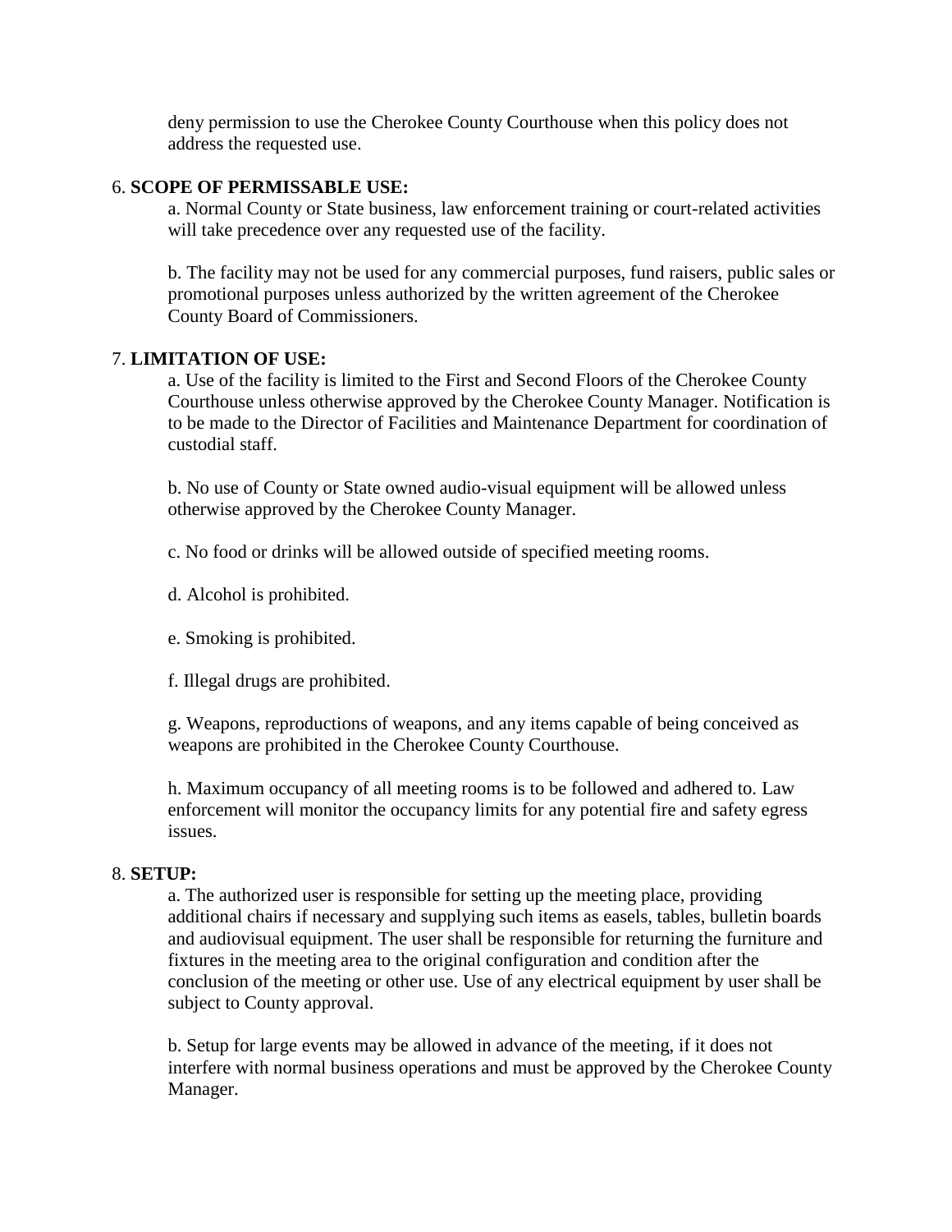deny permission to use the Cherokee County Courthouse when this policy does not address the requested use.

6. **SCOPE OF PERMISSABLE USE:**

a. Normal County or State business, law enforcement training or court-related activities will take precedence over any requested use of the facility.

b. The facility may not be used for any commercial purposes, fund raisers, public sales or promotional purposes unless authorized by the written agreement of the Cherokee County Board of Commissioners.

7. **LIMITATION OF USE:**

a. Use of the facility is limited to the First and Second Floors of the Cherokee County Courthouse unless otherwise approved by the Cherokee County Manager. Notification is to be made to the Director of Facilities and Maintenance Department for coordination of custodial staff.

b. No use of County or State owned audio-visual equipment will be allowed unless otherwise approved by the Cherokee County Manager.

c. No food or drinks will be allowed outside of specified meeting rooms.

d. Alcohol is prohibited.

e. Smoking is prohibited.

f. Illegal drugs are prohibited.

g. Weapons, reproductions of weapons, and any items capable of being conceived as weapons are prohibited in the Cherokee County Courthouse.

h. Maximum occupancy of all meeting rooms is to be followed and adhered to. Law enforcement will monitor the occupancy limits for any potential fire and safety egress issues.

8. **SETUP:**

a. The authorized user is responsible for setting up the meeting place, providing additional chairs if necessary and supplying such items as easels, tables, bulletin boards and audiovisual equipment. The user shall be responsible for returning the furniture and fixtures in the meeting area to the original configuration and condition after the conclusion of the meeting or other use. Use of any electrical equipment by user shall be subject to County approval.

b. Setup for large events may be allowed in advance of the meeting, if it does not interfere with normal business operations and must be approved by the Cherokee County Manager.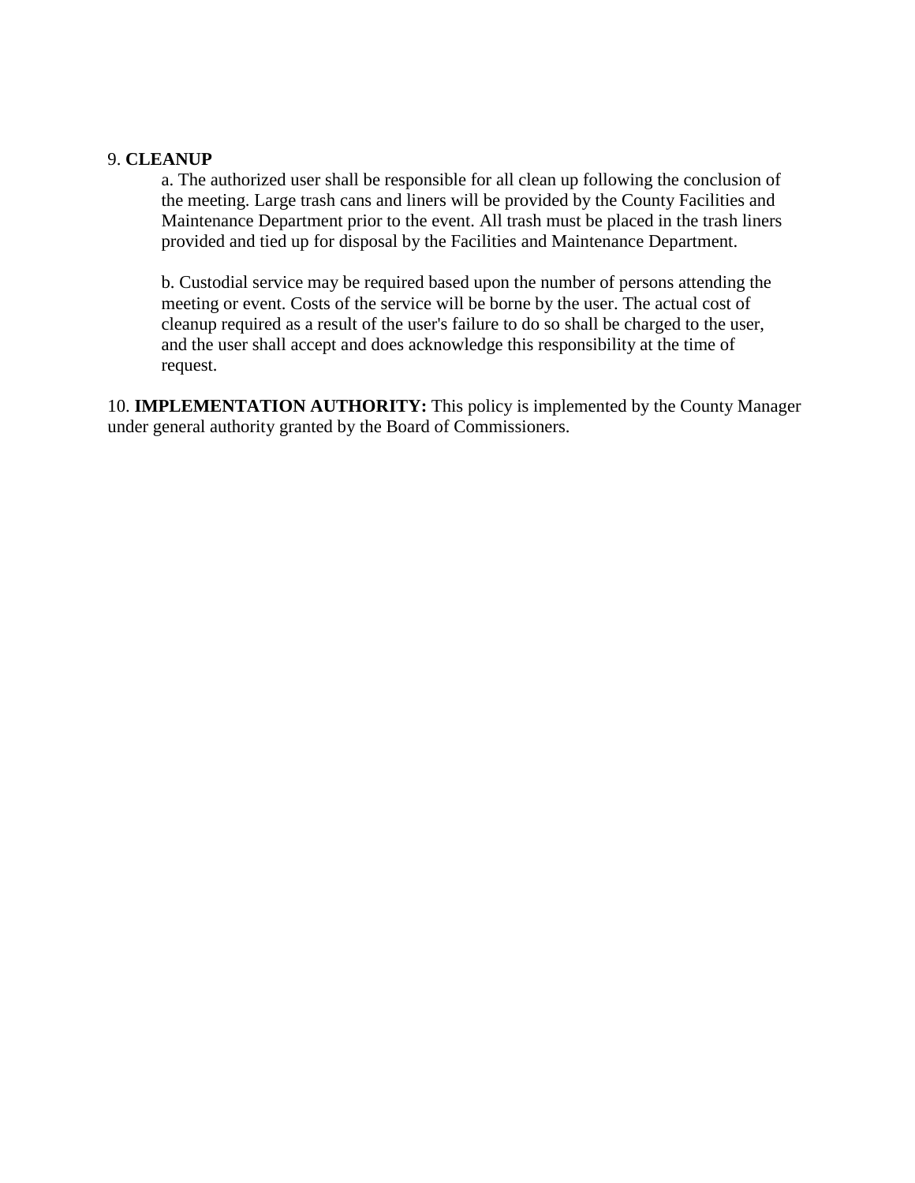9. **CLEANUP**

a. The authorized user shall be responsible for all clean up following the conclusion of the meeting. Large trash cans and liners will be provided by the County Facilities and Maintenance Department prior to the event. All trash must be placed in the trash liners provided and tied up for disposal by the Facilities and Maintenance Department.

b. Custodial service may be required based upon the number of persons attending the meeting or event. Costs of the service will be borne by the user. The actual cost of cleanup required as a result of the user's failure to do so shall be charged to the user, and the user shall accept and does acknowledge this responsibility at the time of request.

10. **IMPLEMENTATION AUTHORITY:** This policy is implemented by the County Manager under general authority granted by the Board of Commissioners.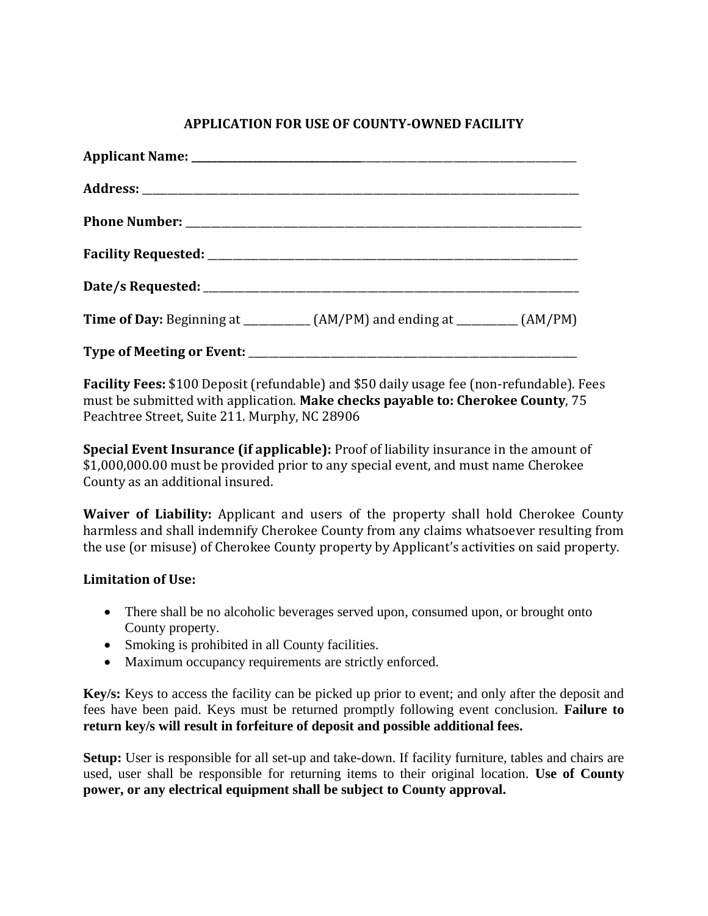## APPLICATION FOR USE OF COUNTY-OWNED FACILITY

**Applicant Name:** ____________________________________________________________________

**Address:** ____________________________________________________________________

**Phone Number:** ____________________________________________________________________

**Facility Requested:** ____________________________________________________________________

**Date/s Requested:** ____________________________________________________________________

**Time of Day:** Beginning at ___________ (AM/PM) and ending at __________ (AM/PM)

**Type of Meeting or Event:** ____________________________________________________________

**Facility Fees:** $100 Deposit (refundable) and $50 daily usage fee (non-refundable). Fees must be submitted with application. **Make checks payable to: Cherokee County**, 75 Peachtree Street, Suite 211. Murphy, NC 28906

**Special Event Insurance (if applicable):** Proof of liability insurance in the amount of $1,000,000.00 must be provided prior to any special event, and must name Cherokee County as an additional insured.

**Waiver of Liability:** Applicant and users of the property shall hold Cherokee County harmless and shall indemnify Cherokee County from any claims whatsoever resulting from the use (or misuse) of Cherokee County property by Applicant's activities on said property.

**Limitation of Use:**

- There shall be no alcoholic beverages served upon, consumed upon, or brought onto County property.
- Smoking is prohibited in all County facilities.
- Maximum occupancy requirements are strictly enforced.

**Key/s:** Keys to access the facility can be picked up prior to event; and only after the deposit and fees have been paid. Keys must be returned promptly following event conclusion. **Failure to return key/s will result in forfeiture of deposit and possible additional fees.**

**Setup:** User is responsible for all set-up and take-down. If facility furniture, tables and chairs are used, user shall be responsible for returning items to their original location. **Use of County power, or any electrical equipment shall be subject to County approval.**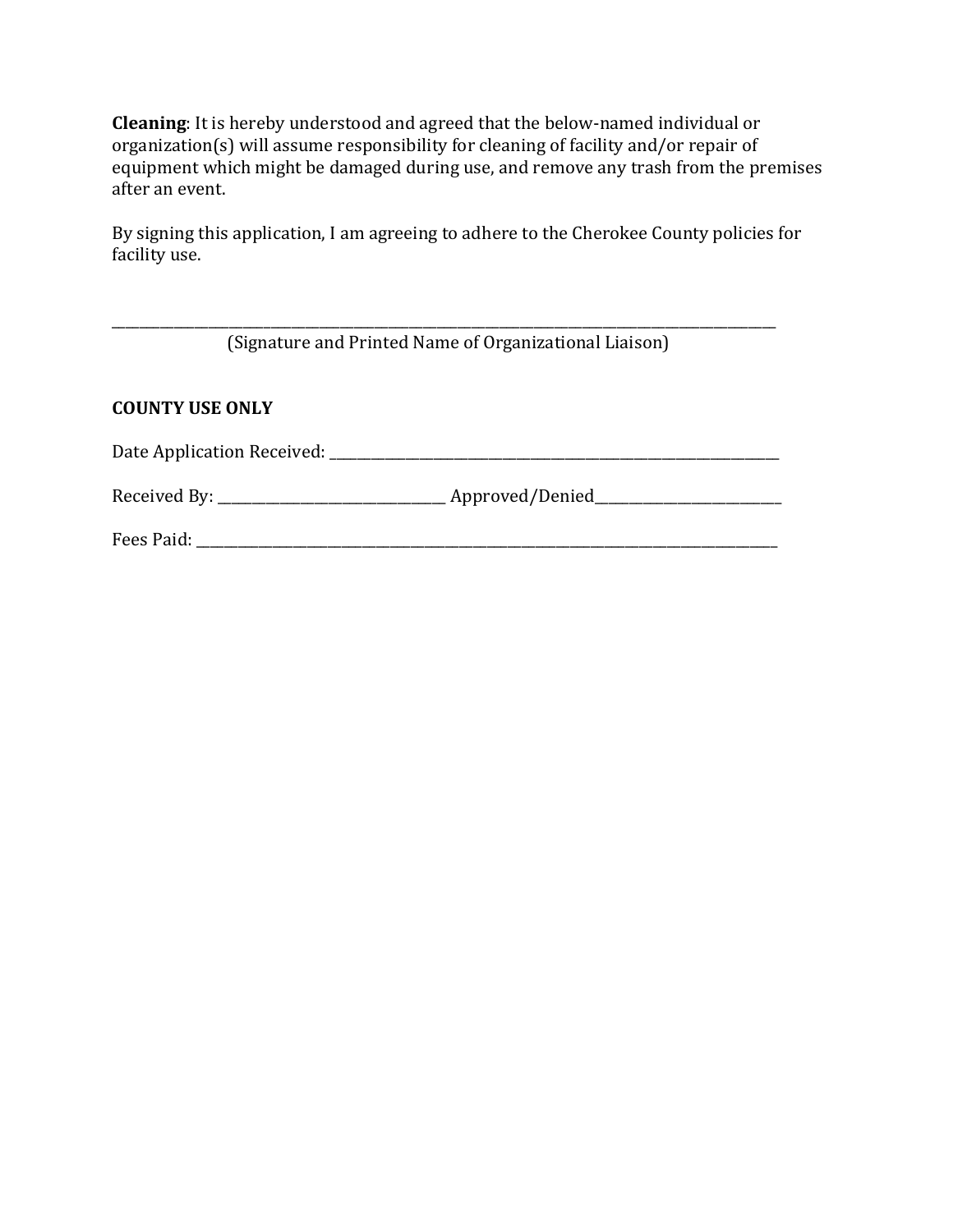**Cleaning**: It is hereby understood and agreed that the below-named individual or organization(s) will assume responsibility for cleaning of facility and/or repair of equipment which might be damaged during use, and remove any trash from the premises after an event.

By signing this application, I am agreeing to adhere to the Cherokee County policies for facility use.

\_\_\_\_\_\_\_\_\_\_\_\_\_\_\_\_\_\_\_\_\_\_\_\_\_\_\_\_\_\_\_\_\_\_\_\_\_\_\_\_\_\_\_\_\_\_\_\_\_\_\_\_\_\_\_\_\_\_\_\_\_\_\_\_\_\_\_\_\_\_\_\_

(Signature and Printed Name of Organizational Liaison)

**COUNTY USE ONLY**

Date Application Received: \_\_\_\_\_\_\_\_\_\_\_\_\_\_\_\_\_\_\_\_\_\_\_\_\_\_\_\_\_\_\_\_\_\_\_\_\_\_\_\_

Received By: \_\_\_\_\_\_\_\_\_\_\_\_\_\_\_\_\_\_\_\_\_\_\_\_ Approved/Denied\_\_\_\_\_\_\_\_\_\_\_\_\_\_\_\_\_\_\_\_

Fees Paid: \_\_\_\_\_\_\_\_\_\_\_\_\_\_\_\_\_\_\_\_\_\_\_\_\_\_\_\_\_\_\_\_\_\_\_\_\_\_\_\_\_\_\_\_\_\_\_\_\_\_\_\_\_\_\_\_\_\_\_\_\_\_